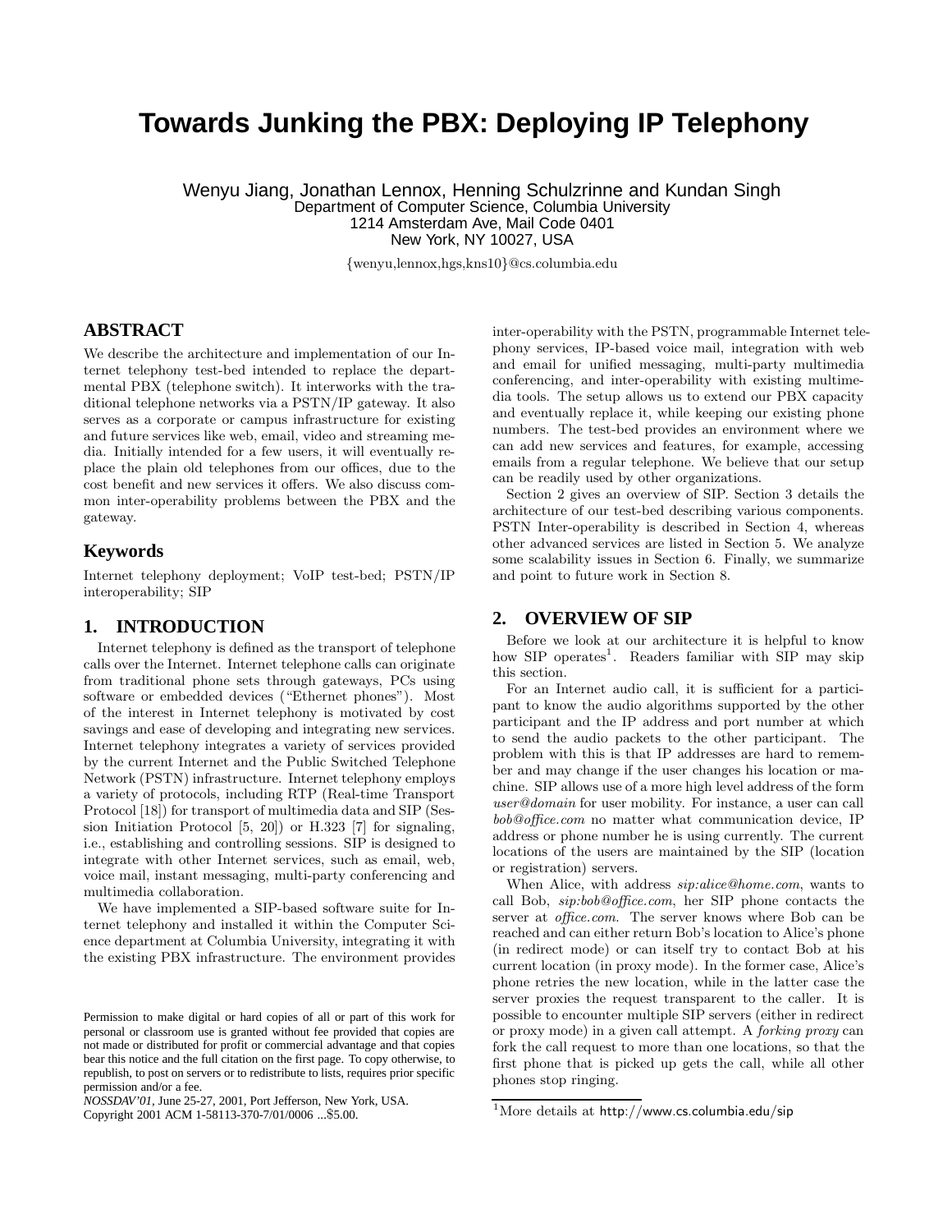# Towards Junking the PBX: Deploying IP Telephony

Wenyu Jiang, Jonathan Lennox, Henning Schulzrinne and Kundan Singh
Department of Computer Science, Columbia University
1214 Amsterdam Ave, Mail Code 0401
New York, NY 10027, USA

{wenyu,lennox,hgs,kns10}@cs.columbia.edu

## ABSTRACT

We describe the architecture and implementation of our Internet telephony test-bed intended to replace the departmental PBX (telephone switch). It interworks with the traditional telephone networks via a PSTN/IP gateway. It also serves as a corporate or campus infrastructure for existing and future services like web, email, video and streaming media. Initially intended for a few users, it will eventually replace the plain old telephones from our offices, due to the cost benefit and new services it offers. We also discuss common inter-operability problems between the PBX and the gateway.

## Keywords

Internet telephony deployment; VoIP test-bed; PSTN/IP interoperability; SIP

## 1. INTRODUCTION

Internet telephony is defined as the transport of telephone calls over the Internet. Internet telephone calls can originate from traditional phone sets through gateways, PCs using software or embedded devices ("Ethernet phones"). Most of the interest in Internet telephony is motivated by cost savings and ease of developing and integrating new services. Internet telephony integrates a variety of services provided by the current Internet and the Public Switched Telephone Network (PSTN) infrastructure. Internet telephony employs a variety of protocols, including RTP (Real-time Transport Protocol [18]) for transport of multimedia data and SIP (Session Initiation Protocol [5, 20]) or H.323 [7] for signaling, i.e., establishing and controlling sessions. SIP is designed to integrate with other Internet services, such as email, web, voice mail, instant messaging, multi-party conferencing and multimedia collaboration.

We have implemented a SIP-based software suite for Internet telephony and installed it within the Computer Science department at Columbia University, integrating it with the existing PBX infrastructure. The environment provides inter-operability with the PSTN, programmable Internet telephony services, IP-based voice mail, integration with web and email for unified messaging, multi-party multimedia conferencing, and inter-operability with existing multimedia tools. The setup allows us to extend our PBX capacity and eventually replace it, while keeping our existing phone numbers. The test-bed provides an environment where we can add new services and features, for example, accessing emails from a regular telephone. We believe that our setup can be readily used by other organizations.

Section 2 gives an overview of SIP. Section 3 details the architecture of our test-bed describing various components. PSTN Inter-operability is described in Section 4, whereas other advanced services are listed in Section 5. We analyze some scalability issues in Section 6. Finally, we summarize and point to future work in Section 8.

Permission to make digital or hard copies of all or part of this work for personal or classroom use is granted without fee provided that copies are not made or distributed for profit or commercial advantage and that copies bear this notice and the full citation on the first page. To copy otherwise, to republish, to post on servers or to redistribute to lists, requires prior specific permission and/or a fee.
*NOSSDAV'01*, June 25-27, 2001, Port Jefferson, New York, USA.
Copyright 2001 ACM 1-58113-370-7/01/0006 ...$5.00.

## 2. OVERVIEW OF SIP

Before we look at our architecture it is helpful to know how SIP operates[1]. Readers familiar with SIP may skip this section.

For an Internet audio call, it is sufficient for a participant to know the audio algorithms supported by the other participant and the IP address and port number at which to send the audio packets to the other participant. The problem with this is that IP addresses are hard to remember and may change if the user changes his location or machine. SIP allows use of a more high level address of the form *user@domain* for user mobility. For instance, a user can call *bob@office.com* no matter what communication device, IP address or phone number he is using currently. The current locations of the users are maintained by the SIP (location or registration) servers.

When Alice, with address *sip:alice@home.com*, wants to call Bob, *sip:bob@office.com*, her SIP phone contacts the server at *office.com*. The server knows where Bob can be reached and can either return Bob's location to Alice's phone (in redirect mode) or can itself try to contact Bob at his current location (in proxy mode). In the former case, Alice's phone retries the new location, while in the latter case the server proxies the request transparent to the caller. It is possible to encounter multiple SIP servers (either in redirect or proxy mode) in a given call attempt. A *forking proxy* can fork the call request to more than one locations, so that the first phone that is picked up gets the call, while all other phones stop ringing.

[1] More details at http://www.cs.columbia.edu/sip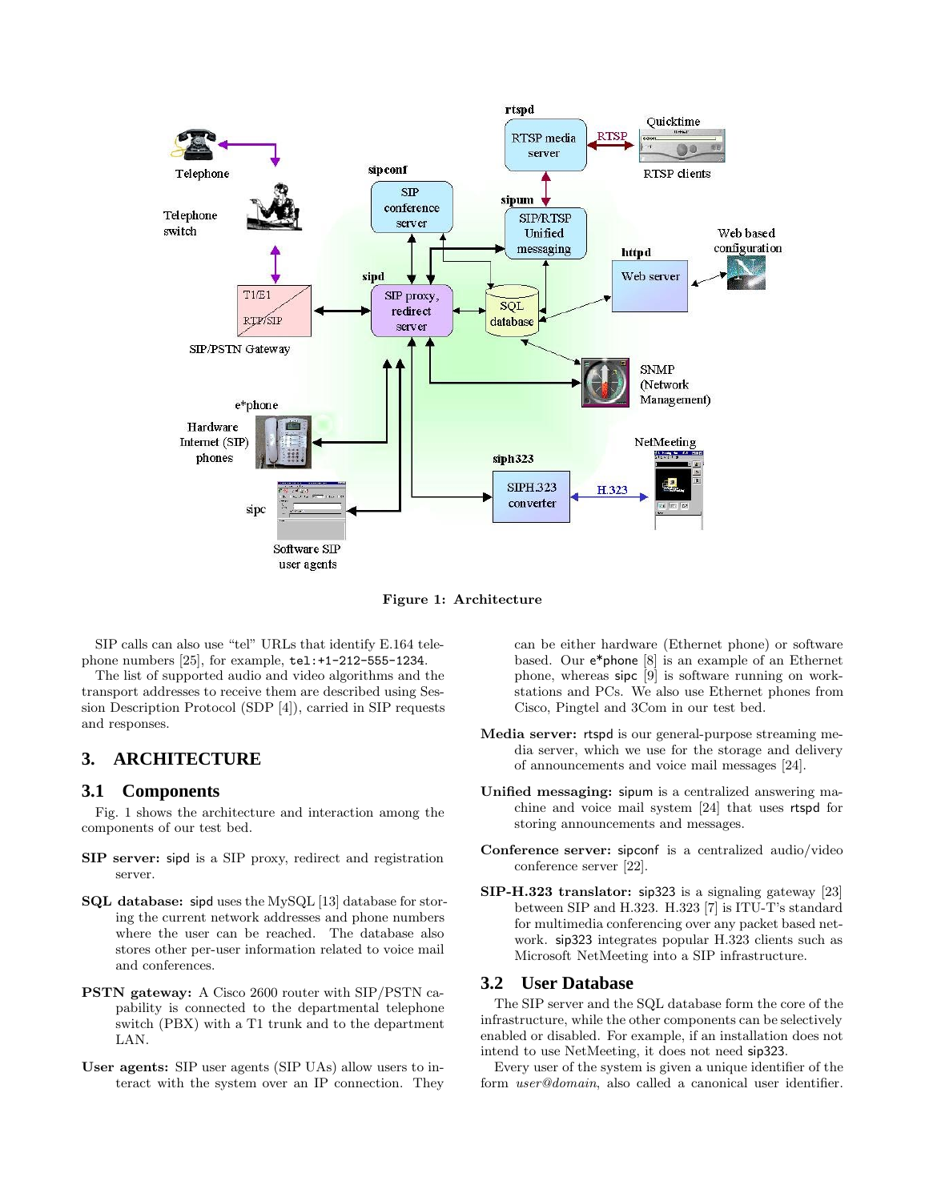Figure 1: Architecture

SIP calls can also use "tel" URLs that identify E.164 telephone numbers [25], for example, `tel:+1-212-555-1234`.

The list of supported audio and video algorithms and the transport addresses to receive them are described using Session Description Protocol (SDP [4]), carried in SIP requests and responses.

## 3. ARCHITECTURE

### 3.1 Components

Fig. 1 shows the architecture and interaction among the components of our test bed.

**SIP server:** sipd is a SIP proxy, redirect and registration server.

**SQL database:** sipd uses the MySQL [13] database for storing the current network addresses and phone numbers where the user can be reached. The database also stores other per-user information related to voice mail and conferences.

**PSTN gateway:** A Cisco 2600 router with SIP/PSTN capability is connected to the departmental telephone switch (PBX) with a T1 trunk and to the department LAN.

**User agents:** SIP user agents (SIP UAs) allow users to interact with the system over an IP connection. They can be either hardware (Ethernet phone) or software based. Our e*phone [8] is an example of an Ethernet phone, whereas sipc [9] is software running on workstations and PCs. We also use Ethernet phones from Cisco, Pingtel and 3Com in our test bed.

**Media server:** rtspd is our general-purpose streaming media server, which we use for the storage and delivery of announcements and voice mail messages [24].

**Unified messaging:** sipum is a centralized answering machine and voice mail system [24] that uses rtspd for storing announcements and messages.

**Conference server:** sipconf is a centralized audio/video conference server [22].

**SIP-H.323 translator:** sip323 is a signaling gateway [23] between SIP and H.323. H.323 [7] is ITU-T's standard for multimedia conferencing over any packet based network. sip323 integrates popular H.323 clients such as Microsoft NetMeeting into a SIP infrastructure.

### 3.2 User Database

The SIP server and the SQL database form the core of the infrastructure, while the other components can be selectively enabled or disabled. For example, if an installation does not intend to use NetMeeting, it does not need sip323.

Every user of the system is given a unique identifier of the form *user@domain*, also called a canonical user identifier.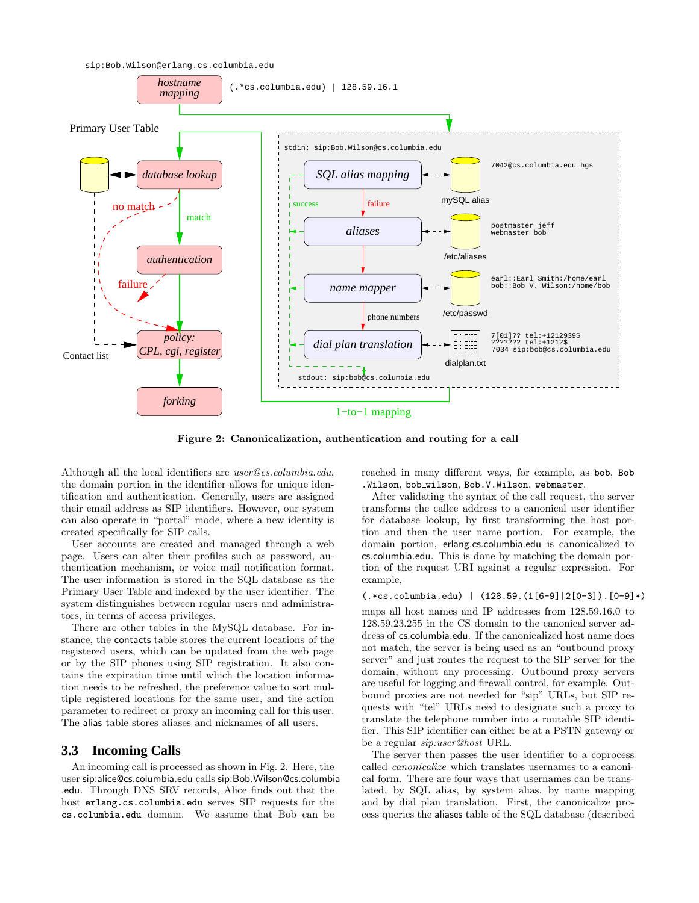sip:Bob.Wilson@erlang.cs.columbia.edu

hostname mapping

(.*cs.columbia.edu) | 128.59.16.1

Primary User Table

database lookup

no match

match

authentication

failure

policy: CPL, cgi, register

Contact list

forking

stdin: sip:Bob.Wilson@cs.columbia.edu

SQL alias mapping

mySQL alias

7042@cs.columbia.edu hgs

success

failure

aliases

/etc/aliases

postmaster jeff
webmaster bob

name mapper

/etc/passwd

earl::Earl Smith:/home/earl
bob::Bob V. Wilson:/home/bob

phone numbers

dial plan translation

dialplan.txt

7[01]?? tel:+1212939$
??????? tel:+1212$
7034 sip:bob@cs.columbia.edu

stdout: sip:bob@cs.columbia.edu

1−to−1 mapping

**Figure 2: Canonicalization, authentication and routing for a call**

Although all the local identifiers are *user@cs.columbia.edu*, the domain portion in the identifier allows for unique identification and authentication. Generally, users are assigned their email address as SIP identifiers. However, our system can also operate in "portal" mode, where a new identity is created specifically for SIP calls.

User accounts are created and managed through a web page. Users can alter their profiles such as password, authentication mechanism, or voice mail notification format. The user information is stored in the SQL database as the Primary User Table and indexed by the user identifier. The system distinguishes between regular users and administrators, in terms of access privileges.

There are other tables in the MySQL database. For instance, the contacts table stores the current locations of the registered users, which can be updated from the web page or by the SIP phones using SIP registration. It also contains the expiration time until which the location information needs to be refreshed, the preference value to sort multiple registered locations for the same user, and the action parameter to redirect or proxy an incoming call for this user. The alias table stores aliases and nicknames of all users.

## 3.3 Incoming Calls

An incoming call is processed as shown in Fig. 2. Here, the user sip:alice@cs.columbia.edu calls sip:Bob.Wilson@cs.columbia.edu. Through DNS SRV records, Alice finds out that the host erlang.cs.columbia.edu serves SIP requests for the cs.columbia.edu domain. We assume that Bob can be reached in many different ways, for example, as bob, Bob.Wilson, bob_wilson, Bob.V.Wilson, webmaster.

After validating the syntax of the call request, the server transforms the callee address to a canonical user identifier for database lookup, by first transforming the host portion and then the user name portion. For example, the domain portion, erlang.cs.columbia.edu is canonicalized to cs.columbia.edu. This is done by matching the domain portion of the request URI against a regular expression. For example,

```
(.*cs.columbia.edu) | (128.59.(1[6-9]|2[0-3]).[0-9]*)
```

maps all host names and IP addresses from 128.59.16.0 to 128.59.23.255 in the CS domain to the canonical server address of cs.columbia.edu. If the canonicalized host name does not match, the server is being used as an "outbound proxy server" and just routes the request to the SIP server for the domain, without any processing. Outbound proxy servers are useful for logging and firewall control, for example. Outbound proxies are not needed for "sip" URLs, but SIP requests with "tel" URLs need to designate such a proxy to translate the telephone number into a routable SIP identifier. This SIP identifier can either be at a PSTN gateway or be a regular *sip:user@host* URL.

The server then passes the user identifier to a coprocess called *canonicalize* which translates usernames to a canonical form. There are four ways that usernames can be translated, by SQL alias, by system alias, by name mapping and by dial plan translation. First, the canonicalize process queries the aliases table of the SQL database (described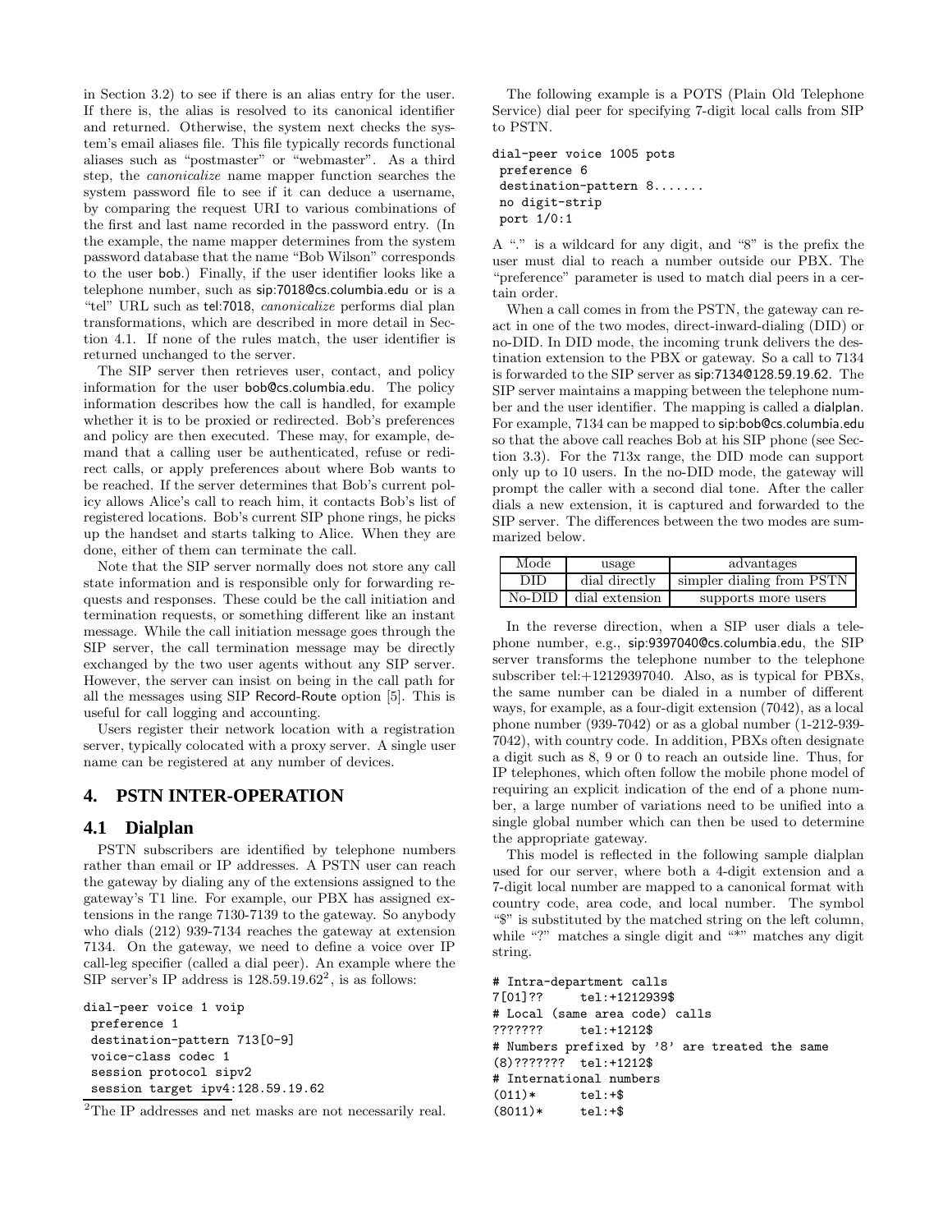in Section 3.2) to see if there is an alias entry for the user. If there is, the alias is resolved to its canonical identifier and returned. Otherwise, the system next checks the system's email aliases file. This file typically records functional aliases such as "postmaster" or "webmaster". As a third step, the *canonicalize* name mapper function searches the system password file to see if it can deduce a username, by comparing the request URI to various combinations of the first and last name recorded in the password entry. (In the example, the name mapper determines from the system password database that the name "Bob Wilson" corresponds to the user bob.) Finally, if the user identifier looks like a telephone number, such as sip:7018@cs.columbia.edu or is a "tel" URL such as tel:7018, *canonicalize* performs dial plan transformations, which are described in more detail in Section 4.1. If none of the rules match, the user identifier is returned unchanged to the server.

The SIP server then retrieves user, contact, and policy information for the user bob@cs.columbia.edu. The policy information describes how the call is handled, for example whether it is to be proxied or redirected. Bob's preferences and policy are then executed. These may, for example, demand that a calling user be authenticated, refuse or redirect calls, or apply preferences about where Bob wants to be reached. If the server determines that Bob's current policy allows Alice's call to reach him, it contacts Bob's list of registered locations. Bob's current SIP phone rings, he picks up the handset and starts talking to Alice. When they are done, either of them can terminate the call.

Note that the SIP server normally does not store any call state information and is responsible only for forwarding requests and responses. These could be the call initiation and termination requests, or something different like an instant message. While the call initiation message goes through the SIP server, the call termination message may be directly exchanged by the two user agents without any SIP server. However, the server can insist on being in the call path for all the messages using SIP Record-Route option [5]. This is useful for call logging and accounting.

Users register their network location with a registration server, typically colocated with a proxy server. A single user name can be registered at any number of devices.

## 4. PSTN INTER-OPERATION

### 4.1 Dialplan

PSTN subscribers are identified by telephone numbers rather than email or IP addresses. A PSTN user can reach the gateway by dialing any of the extensions assigned to the gateway's T1 line. For example, our PBX has assigned extensions in the range 7130-7139 to the gateway. So anybody who dials (212) 939-7134 reaches the gateway at extension 7134. On the gateway, we need to define a voice over IP call-leg specifier (called a dial peer). An example where the SIP server's IP address is 128.59.19.62[2], is as follows:

```
dial-peer voice 1 voip
 preference 1
 destination-pattern 713[0-9]
 voice-class codec 1
 session protocol sipv2
 session target ipv4:128.59.19.62
```

[2]The IP addresses and net masks are not necessarily real.

The following example is a POTS (Plain Old Telephone Service) dial peer for specifying 7-digit local calls from SIP to PSTN.

```
dial-peer voice 1005 pots
 preference 6
 destination-pattern 8.......
 no digit-strip
 port 1/0:1
```

A "." is a wildcard for any digit, and "8" is the prefix the user must dial to reach a number outside our PBX. The "preference" parameter is used to match dial peers in a certain order.

When a call comes in from the PSTN, the gateway can react in one of the two modes, direct-inward-dialing (DID) or no-DID. In DID mode, the incoming trunk delivers the destination extension to the PBX or gateway. So a call to 7134 is forwarded to the SIP server as sip:7134@128.59.19.62. The SIP server maintains a mapping between the telephone number and the user identifier. The mapping is called a dialplan. For example, 7134 can be mapped to sip:bob@cs.columbia.edu so that the above call reaches Bob at his SIP phone (see Section 3.3). For the 713x range, the DID mode can support only up to 10 users. In the no-DID mode, the gateway will prompt the caller with a second dial tone. After the caller dials a new extension, it is captured and forwarded to the SIP server. The differences between the two modes are summarized below.

| Mode | usage | advantages |
|---|---|---|
| DID | dial directly | simpler dialing from PSTN |
| No-DID | dial extension | supports more users |

In the reverse direction, when a SIP user dials a telephone number, e.g., sip:9397040@cs.columbia.edu, the SIP server transforms the telephone number to the telephone subscriber tel:+12129397040. Also, as is typical for PBXs, the same number can be dialed in a number of different ways, for example, as a four-digit extension (7042), as a local phone number (939-7042) or as a global number (1-212-939-7042), with country code. In addition, PBXs often designate a digit such as 8, 9 or 0 to reach an outside line. Thus, for IP telephones, which often follow the mobile phone model of requiring an explicit indication of the end of a phone number, a large number of variations need to be unified into a single global number which can then be used to determine the appropriate gateway.

This model is reflected in the following sample dialplan used for our server, where both a 4-digit extension and a 7-digit local number are mapped to a canonical format with country code, area code, and local number. The symbol "$" is substituted by the matched string on the left column, while "?" matches a single digit and "*" matches any digit string.

```
# Intra-department calls
7[01]??     tel:+1212939$
# Local (same area code) calls
???????     tel:+1212$
# Numbers prefixed by '8' are treated the same
(8)???????  tel:+1212$
# International numbers
(011)*      tel:+$
(8011)*     tel:+$
```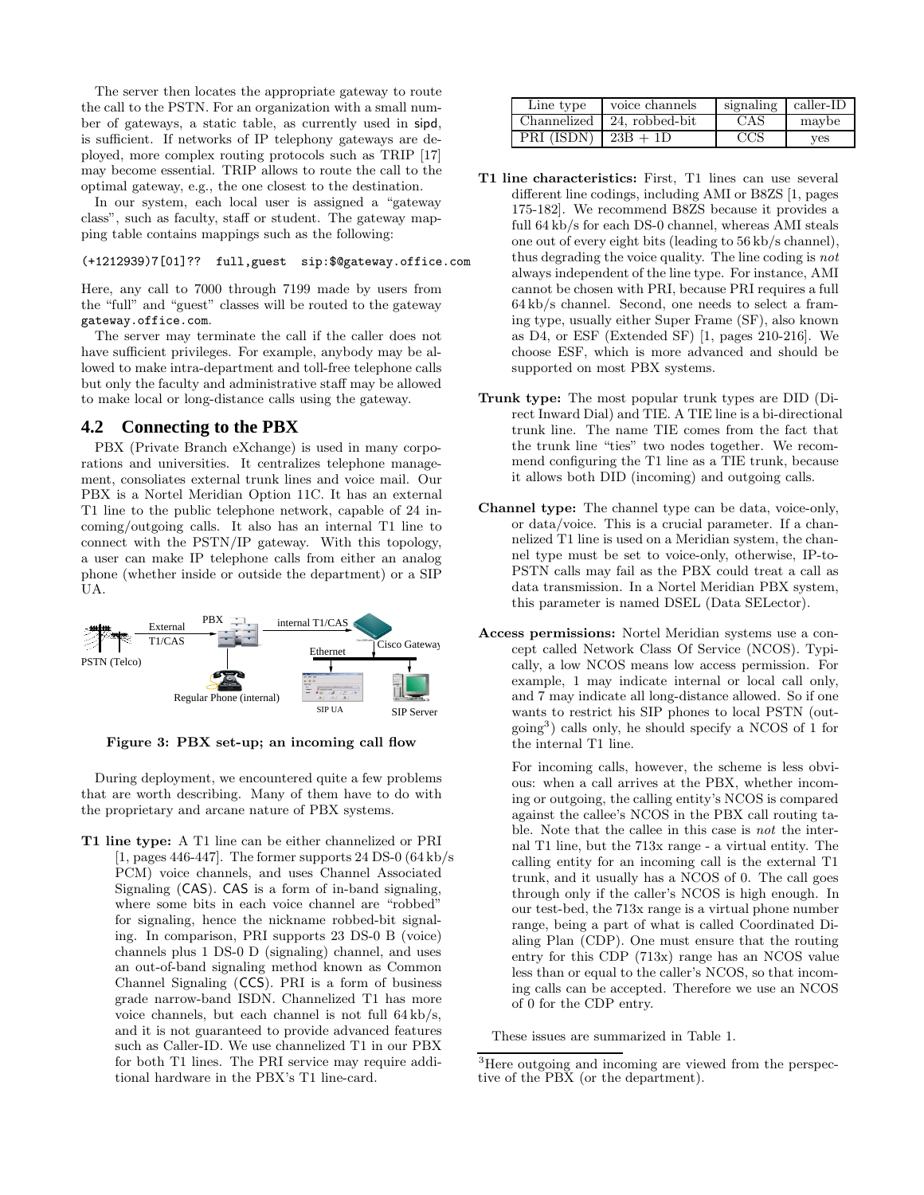The server then locates the appropriate gateway to route the call to the PSTN. For an organization with a small number of gateways, a static table, as currently used in sipd, is sufficient. If networks of IP telephony gateways are deployed, more complex routing protocols such as TRIP [17] may become essential. TRIP allows to route the call to the optimal gateway, e.g., the one closest to the destination.

In our system, each local user is assigned a "gateway class", such as faculty, staff or student. The gateway mapping table contains mappings such as the following:

```
(+1212939)7[01]?? full,guest sip:$@gateway.office.com
```

Here, any call to 7000 through 7199 made by users from the "full" and "guest" classes will be routed to the gateway gateway.office.com.

The server may terminate the call if the caller does not have sufficient privileges. For example, anybody may be allowed to make intra-department and toll-free telephone calls but only the faculty and administrative staff may be allowed to make local or long-distance calls using the gateway.

## 4.2 Connecting to the PBX

PBX (Private Branch eXchange) is used in many corporations and universities. It centralizes telephone management, consoliates external trunk lines and voice mail. Our PBX is a Nortel Meridian Option 11C. It has an external T1 line to the public telephone network, capable of 24 incoming/outgoing calls. It also has an internal T1 line to connect with the PSTN/IP gateway. With this topology, a user can make IP telephone calls from either an analog phone (whether inside or outside the department) or a SIP UA.

**Figure 3: PBX set-up; an incoming call flow**

During deployment, we encountered quite a few problems that are worth describing. Many of them have to do with the proprietary and arcane nature of PBX systems.

**T1 line type:** A T1 line can be either channelized or PRI [1, pages 446-447]. The former supports 24 DS-0 (64 kb/s PCM) voice channels, and uses Channel Associated Signaling (CAS). CAS is a form of in-band signaling, where some bits in each voice channel are "robbed" for signaling, hence the nickname robbed-bit signaling. In comparison, PRI supports 23 DS-0 B (voice) channels plus 1 DS-0 D (signaling) channel, and uses an out-of-band signaling method known as Common Channel Signaling (CCS). PRI is a form of business grade narrow-band ISDN. Channelized T1 has more voice channels, but each channel is not full 64 kb/s, and it is not guaranteed to provide advanced features such as Caller-ID. We use channelized T1 in our PBX for both T1 lines. The PRI service may require additional hardware in the PBX's T1 line-card.

| Line type | voice channels | signaling | caller-ID |
|---|---|---|---|
| Channelized | 24, robbed-bit | CAS | maybe |
| PRI (ISDN) | 23B + 1D | CCS | yes |

**T1 line characteristics:** First, T1 lines can use several different line codings, including AMI or B8ZS [1, pages 175-182]. We recommend B8ZS because it provides a full 64 kb/s for each DS-0 channel, whereas AMI steals one out of every eight bits (leading to 56 kb/s channel), thus degrading the voice quality. The line coding is *not* always independent of the line type. For instance, AMI cannot be chosen with PRI, because PRI requires a full 64 kb/s channel. Second, one needs to select a framing type, usually either Super Frame (SF), also known as D4, or ESF (Extended SF) [1, pages 210-216]. We choose ESF, which is more advanced and should be supported on most PBX systems.

**Trunk type:** The most popular trunk types are DID (Direct Inward Dial) and TIE. A TIE line is a bi-directional trunk line. The name TIE comes from the fact that the trunk line "ties" two nodes together. We recommend configuring the T1 line as a TIE trunk, because it allows both DID (incoming) and outgoing calls.

**Channel type:** The channel type can be data, voice-only, or data/voice. This is a crucial parameter. If a channelized T1 line is used on a Meridian system, the channel type must be set to voice-only, otherwise, IP-to-PSTN calls may fail as the PBX could treat a call as data transmission. In a Nortel Meridian PBX system, this parameter is named DSEL (Data SELector).

**Access permissions:** Nortel Meridian systems use a concept called Network Class Of Service (NCOS). Typically, a low NCOS means low access permission. For example, 1 may indicate internal or local call only, and 7 may indicate all long-distance allowed. So if one wants to restrict his SIP phones to local PSTN (outgoing[3]) calls only, he should specify a NCOS of 1 for the internal T1 line.

For incoming calls, however, the scheme is less obvious: when a call arrives at the PBX, whether incoming or outgoing, the calling entity's NCOS is compared against the callee's NCOS in the PBX call routing table. Note that the callee in this case is *not* the internal T1 line, but the 713x range - a virtual entity. The calling entity for an incoming call is the external T1 trunk, and it usually has a NCOS of 0. The call goes through only if the caller's NCOS is high enough. In our test-bed, the 713x range is a virtual phone number range, being a part of what is called Coordinated Dialing Plan (CDP). One must ensure that the routing entry for this CDP (713x) range has an NCOS value less than or equal to the caller's NCOS, so that incoming calls can be accepted. Therefore we use an NCOS of 0 for the CDP entry.

These issues are summarized in Table 1.

[3] Here outgoing and incoming are viewed from the perspective of the PBX (or the department).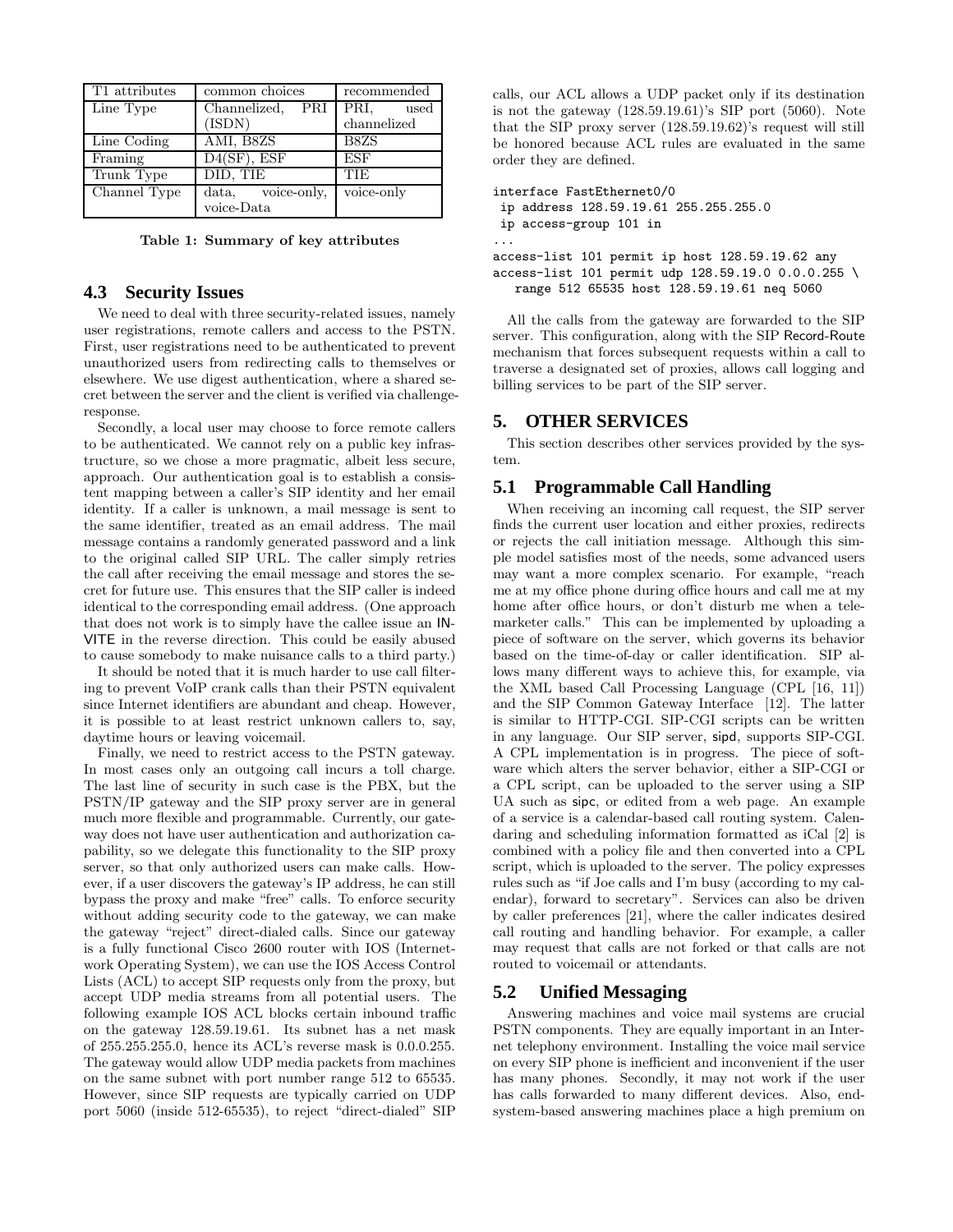| T1 attributes | common choices | recommended |
|---|---|---|
| Line Type | Channelized, PRI (ISDN) | PRI, used channelized |
| Line Coding | AMI, B8ZS | B8ZS |
| Framing | D4(SF), ESF | ESF |
| Trunk Type | DID, TIE | TIE |
| Channel Type | data, voice-only, voice-Data | voice-only |

**Table 1: Summary of key attributes**

## 4.3 Security Issues

We need to deal with three security-related issues, namely user registrations, remote callers and access to the PSTN. First, user registrations need to be authenticated to prevent unauthorized users from redirecting calls to themselves or elsewhere. We use digest authentication, where a shared secret between the server and the client is verified via challenge-response.

Secondly, a local user may choose to force remote callers to be authenticated. We cannot rely on a public key infrastructure, so we chose a more pragmatic, albeit less secure, approach. Our authentication goal is to establish a consistent mapping between a caller's SIP identity and her email identity. If a caller is unknown, a mail message is sent to the same identifier, treated as an email address. The mail message contains a randomly generated password and a link to the original called SIP URL. The caller simply retries the call after receiving the email message and stores the secret for future use. This ensures that the SIP caller is indeed identical to the corresponding email address. (One approach that does not work is to simply have the callee issue an INVITE in the reverse direction. This could be easily abused to cause somebody to make nuisance calls to a third party.)

It should be noted that it is much harder to use call filtering to prevent VoIP crank calls than their PSTN equivalent since Internet identifiers are abundant and cheap. However, it is possible to at least restrict unknown callers to, say, daytime hours or leaving voicemail.

Finally, we need to restrict access to the PSTN gateway. In most cases only an outgoing call incurs a toll charge. The last line of security in such case is the PBX, but the PSTN/IP gateway and the SIP proxy server are in general much more flexible and programmable. Currently, our gateway does not have user authentication and authorization capability, so we delegate this functionality to the SIP proxy server, so that only authorized users can make calls. However, if a user discovers the gateway's IP address, he can still bypass the proxy and make "free" calls. To enforce security without adding security code to the gateway, we can make the gateway "reject" direct-dialed calls. Since our gateway is a fully functional Cisco 2600 router with IOS (Internetwork Operating System), we can use the IOS Access Control Lists (ACL) to accept SIP requests only from the proxy, but accept UDP media streams from all potential users. The following example IOS ACL blocks certain inbound traffic on the gateway 128.59.19.61. Its subnet has a net mask of 255.255.255.0, hence its ACL's reverse mask is 0.0.0.255. The gateway would allow UDP media packets from machines on the same subnet with port number range 512 to 65535. However, since SIP requests are typically carried on UDP port 5060 (inside 512-65535), to reject "direct-dialed" SIP calls, our ACL allows a UDP packet only if its destination is not the gateway (128.59.19.61)'s SIP port (5060). Note that the SIP proxy server (128.59.19.62)'s request will still be honored because ACL rules are evaluated in the same order they are defined.

```
interface FastEthernet0/0
 ip address 128.59.19.61 255.255.255.0
 ip access-group 101 in
...
access-list 101 permit ip host 128.59.19.62 any
access-list 101 permit udp 128.59.19.0 0.0.0.255 \
   range 512 65535 host 128.59.19.61 neq 5060
```

All the calls from the gateway are forwarded to the SIP server. This configuration, along with the SIP Record-Route mechanism that forces subsequent requests within a call to traverse a designated set of proxies, allows call logging and billing services to be part of the SIP server.

# 5. OTHER SERVICES

This section describes other services provided by the system.

## 5.1 Programmable Call Handling

When receiving an incoming call request, the SIP server finds the current user location and either proxies, redirects or rejects the call initiation message. Although this simple model satisfies most of the needs, some advanced users may want a more complex scenario. For example, "reach me at my office phone during office hours and call me at my home after office hours, or don't disturb me when a telemarketer calls." This can be implemented by uploading a piece of software on the server, which governs its behavior based on the time-of-day or caller identification. SIP allows many different ways to achieve this, for example, via the XML based Call Processing Language (CPL [16, 11]) and the SIP Common Gateway Interface [12]. The latter is similar to HTTP-CGI. SIP-CGI scripts can be written in any language. Our SIP server, sipd, supports SIP-CGI. A CPL implementation is in progress. The piece of software which alters the server behavior, either a SIP-CGI or a CPL script, can be uploaded to the server using a SIP UA such as sipc, or edited from a web page. An example of a service is a calendar-based call routing system. Calendaring and scheduling information formatted as iCal [2] is combined with a policy file and then converted into a CPL script, which is uploaded to the server. The policy expresses rules such as "if Joe calls and I'm busy (according to my calendar), forward to secretary". Services can also be driven by caller preferences [21], where the caller indicates desired call routing and handling behavior. For example, a caller may request that calls are not forked or that calls are not routed to voicemail or attendants.

## 5.2 Unified Messaging

Answering machines and voice mail systems are crucial PSTN components. They are equally important in an Internet telephony environment. Installing the voice mail service on every SIP phone is inefficient and inconvenient if the user has many phones. Secondly, it may not work if the user has calls forwarded to many different devices. Also, end-system-based answering machines place a high premium on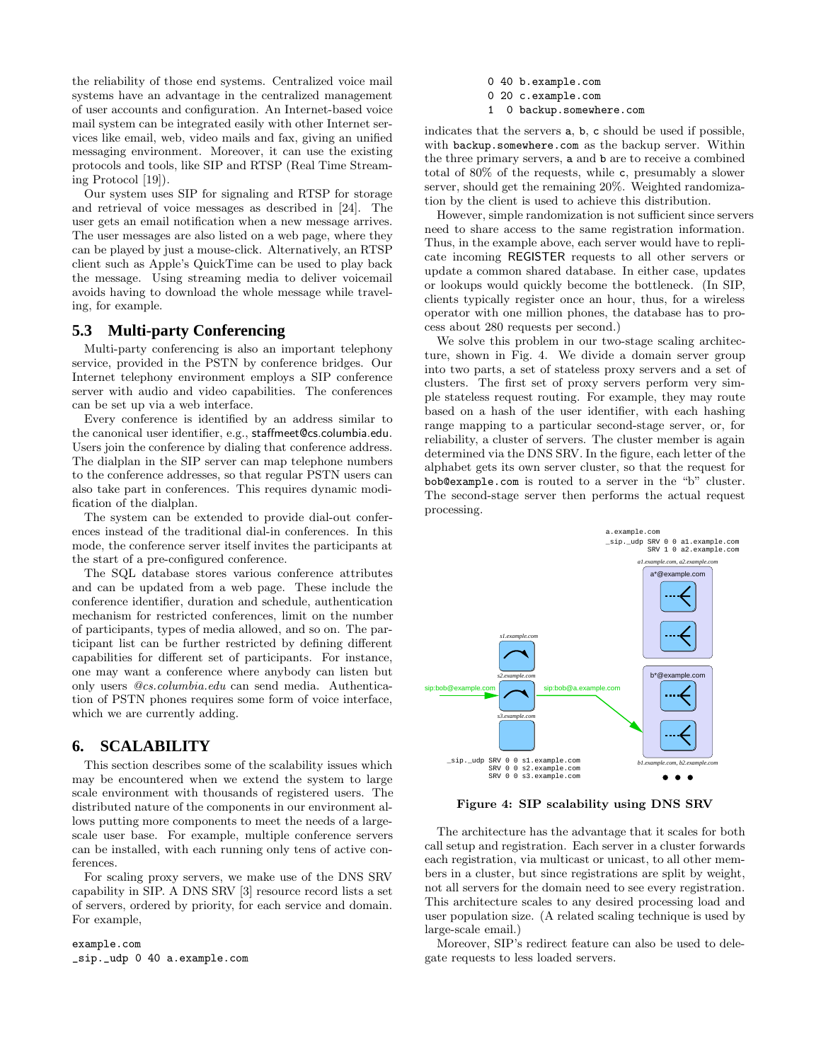the reliability of those end systems. Centralized voice mail systems have an advantage in the centralized management of user accounts and configuration. An Internet-based voice mail system can be integrated easily with other Internet services like email, web, video mails and fax, giving an unified messaging environment. Moreover, it can use the existing protocols and tools, like SIP and RTSP (Real Time Streaming Protocol [19]).

Our system uses SIP for signaling and RTSP for storage and retrieval of voice messages as described in [24]. The user gets an email notification when a new message arrives. The user messages are also listed on a web page, where they can be played by just a mouse-click. Alternatively, an RTSP client such as Apple's QuickTime can be used to play back the message. Using streaming media to deliver voicemail avoids having to download the whole message while traveling, for example.

### 5.3 Multi-party Conferencing

Multi-party conferencing is also an important telephony service, provided in the PSTN by conference bridges. Our Internet telephony environment employs a SIP conference server with audio and video capabilities. The conferences can be set up via a web interface.

Every conference is identified by an address similar to the canonical user identifier, e.g., staffmeet@cs.columbia.edu. Users join the conference by dialing that conference address. The dialplan in the SIP server can map telephone numbers to the conference addresses, so that regular PSTN users can also take part in conferences. This requires dynamic modification of the dialplan.

The system can be extended to provide dial-out conferences instead of the traditional dial-in conferences. In this mode, the conference server itself invites the participants at the start of a pre-configured conference.

The SQL database stores various conference attributes and can be updated from a web page. These include the conference identifier, duration and schedule, authentication mechanism for restricted conferences, limit on the number of participants, types of media allowed, and so on. The participant list can be further restricted by defining different capabilities for different set of participants. For instance, one may want a conference where anybody can listen but only users *@cs.columbia.edu* can send media. Authentication of PSTN phones requires some form of voice interface, which we are currently adding.

## 6. SCALABILITY

This section describes some of the scalability issues which may be encountered when we extend the system to large scale environment with thousands of registered users. The distributed nature of the components in our environment allows putting more components to meet the needs of a large-scale user base. For example, multiple conference servers can be installed, with each running only tens of active conferences.

For scaling proxy servers, we make use of the DNS SRV capability in SIP. A DNS SRV [3] resource record lists a set of servers, ordered by priority, for each service and domain. For example,

```
example.com
_sip._udp 0 40 a.example.com
          0 40 b.example.com
          0 20 c.example.com
          1  0 backup.somewhere.com
```

indicates that the servers a, b, c should be used if possible, with backup.somewhere.com as the backup server. Within the three primary servers, a and b are to receive a combined total of 80% of the requests, while c, presumably a slower server, should get the remaining 20%. Weighted randomization by the client is used to achieve this distribution.

However, simple randomization is not sufficient since servers need to share access to the same registration information. Thus, in the example above, each server would have to replicate incoming REGISTER requests to all other servers or update a common shared database. In either case, updates or lookups would quickly become the bottleneck. (In SIP, clients typically register once an hour, thus, for a wireless operator with one million phones, the database has to process about 280 requests per second.)

We solve this problem in our two-stage scaling architecture, shown in Fig. 4. We divide a domain server group into two parts, a set of stateless proxy servers and a set of clusters. The first set of proxy servers perform very simple stateless request routing. For example, they may route based on a hash of the user identifier, with each hashing range mapping to a particular second-stage server, or, for reliability, a cluster of servers. The cluster member is again determined via the DNS SRV. In the figure, each letter of the alphabet gets its own server cluster, so that the request for bob@example.com is routed to a server in the "b" cluster. The second-stage server then performs the actual request processing.

**Figure 4: SIP scalability using DNS SRV**

The architecture has the advantage that it scales for both call setup and registration. Each server in a cluster forwards each registration, via multicast or unicast, to all other members in a cluster, but since registrations are split by weight, not all servers for the domain need to see every registration. This architecture scales to any desired processing load and user population size. (A related scaling technique is used by large-scale email.)

Moreover, SIP's redirect feature can also be used to delegate requests to less loaded servers.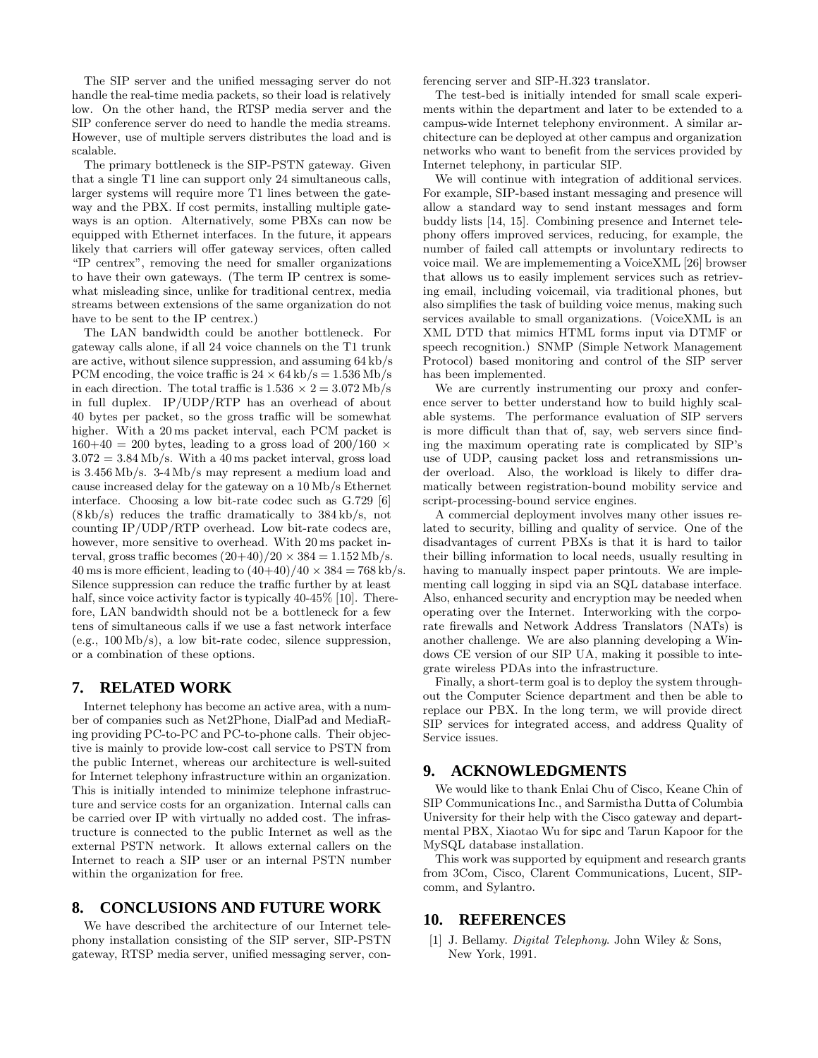The SIP server and the unified messaging server do not handle the real-time media packets, so their load is relatively low. On the other hand, the RTSP media server and the SIP conference server do need to handle the media streams. However, use of multiple servers distributes the load and is scalable.

The primary bottleneck is the SIP-PSTN gateway. Given that a single T1 line can support only 24 simultaneous calls, larger systems will require more T1 lines between the gateway and the PBX. If cost permits, installing multiple gateways is an option. Alternatively, some PBXs can now be equipped with Ethernet interfaces. In the future, it appears likely that carriers will offer gateway services, often called "IP centrex", removing the need for smaller organizations to have their own gateways. (The term IP centrex is somewhat misleading since, unlike for traditional centrex, media streams between extensions of the same organization do not have to be sent to the IP centrex.)

The LAN bandwidth could be another bottleneck. For gateway calls alone, if all 24 voice channels on the T1 trunk are active, without silence suppression, and assuming 64 kb/s PCM encoding, the voice traffic is $24 \times 64\,\text{kb/s} = 1.536\,\text{Mb/s}$ in each direction. The total traffic is $1.536 \times 2 = 3.072\,\text{Mb/s}$ in full duplex. IP/UDP/RTP has an overhead of about 40 bytes per packet, so the gross traffic will be somewhat higher. With a 20 ms packet interval, each PCM packet is $160+40 = 200$ bytes, leading to a gross load of $200/160 \times 3.072 = 3.84\,\text{Mb/s}$. With a 40 ms packet interval, gross load is 3.456 Mb/s. 3-4 Mb/s may represent a medium load and cause increased delay for the gateway on a 10 Mb/s Ethernet interface. Choosing a low bit-rate codec such as G.729 [6] (8 kb/s) reduces the traffic dramatically to 384 kb/s, not counting IP/UDP/RTP overhead. Low bit-rate codecs are, however, more sensitive to overhead. With 20 ms packet interval, gross traffic becomes $(20+40)/20 \times 384 = 1.152\,\text{Mb/s}$. 40 ms is more efficient, leading to $(40+40)/40 \times 384 = 768\,\text{kb/s}$. Silence suppression can reduce the traffic further by at least half, since voice activity factor is typically 40-45% [10]. Therefore, LAN bandwidth should not be a bottleneck for a few tens of simultaneous calls if we use a fast network interface (e.g., 100 Mb/s), a low bit-rate codec, silence suppression, or a combination of these options.

## 7. RELATED WORK

Internet telephony has become an active area, with a number of companies such as Net2Phone, DialPad and MediaRing providing PC-to-PC and PC-to-phone calls. Their objective is mainly to provide low-cost call service to PSTN from the public Internet, whereas our architecture is well-suited for Internet telephony infrastructure within an organization. This is initially intended to minimize telephone infrastructure and service costs for an organization. Internal calls can be carried over IP with virtually no added cost. The infrastructure is connected to the public Internet as well as the external PSTN network. It allows external callers on the Internet to reach a SIP user or an internal PSTN number within the organization for free.

## 8. CONCLUSIONS AND FUTURE WORK

We have described the architecture of our Internet telephony installation consisting of the SIP server, SIP-PSTN gateway, RTSP media server, unified messaging server, conferencing server and SIP-H.323 translator.

The test-bed is initially intended for small scale experiments within the department and later to be extended to a campus-wide Internet telephony environment. A similar architecture can be deployed at other campus and organization networks who want to benefit from the services provided by Internet telephony, in particular SIP.

We will continue with integration of additional services. For example, SIP-based instant messaging and presence will allow a standard way to send instant messages and form buddy lists [14, 15]. Combining presence and Internet telephony offers improved services, reducing, for example, the number of failed call attempts or involuntary redirects to voice mail. We are implemementing a VoiceXML [26] browser that allows us to easily implement services such as retrieving email, including voicemail, via traditional phones, but also simplifies the task of building voice menus, making such services available to small organizations. (VoiceXML is an XML DTD that mimics HTML forms input via DTMF or speech recognition.) SNMP (Simple Network Management Protocol) based monitoring and control of the SIP server has been implemented.

We are currently instrumenting our proxy and conference server to better understand how to build highly scalable systems. The performance evaluation of SIP servers is more difficult than that of, say, web servers since finding the maximum operating rate is complicated by SIP's use of UDP, causing packet loss and retransmissions under overload. Also, the workload is likely to differ dramatically between registration-bound mobility service and script-processing-bound service engines.

A commercial deployment involves many other issues related to security, billing and quality of service. One of the disadvantages of current PBXs is that it is hard to tailor their billing information to local needs, usually resulting in having to manually inspect paper printouts. We are implementing call logging in sipd via an SQL database interface. Also, enhanced security and encryption may be needed when operating over the Internet. Interworking with the corporate firewalls and Network Address Translators (NATs) is another challenge. We are also planning developing a Windows CE version of our SIP UA, making it possible to integrate wireless PDAs into the infrastructure.

Finally, a short-term goal is to deploy the system throughout the Computer Science department and then be able to replace our PBX. In the long term, we will provide direct SIP services for integrated access, and address Quality of Service issues.

## 9. ACKNOWLEDGMENTS

We would like to thank Enlai Chu of Cisco, Keane Chin of SIP Communications Inc., and Sarmistha Dutta of Columbia University for their help with the Cisco gateway and departmental PBX, Xiaotao Wu for sipc and Tarun Kapoor for the MySQL database installation.

This work was supported by equipment and research grants from 3Com, Cisco, Clarent Communications, Lucent, SIPcomm, and Sylantro.

## 10. REFERENCES

[1] J. Bellamy. *Digital Telephony*. John Wiley & Sons, New York, 1991.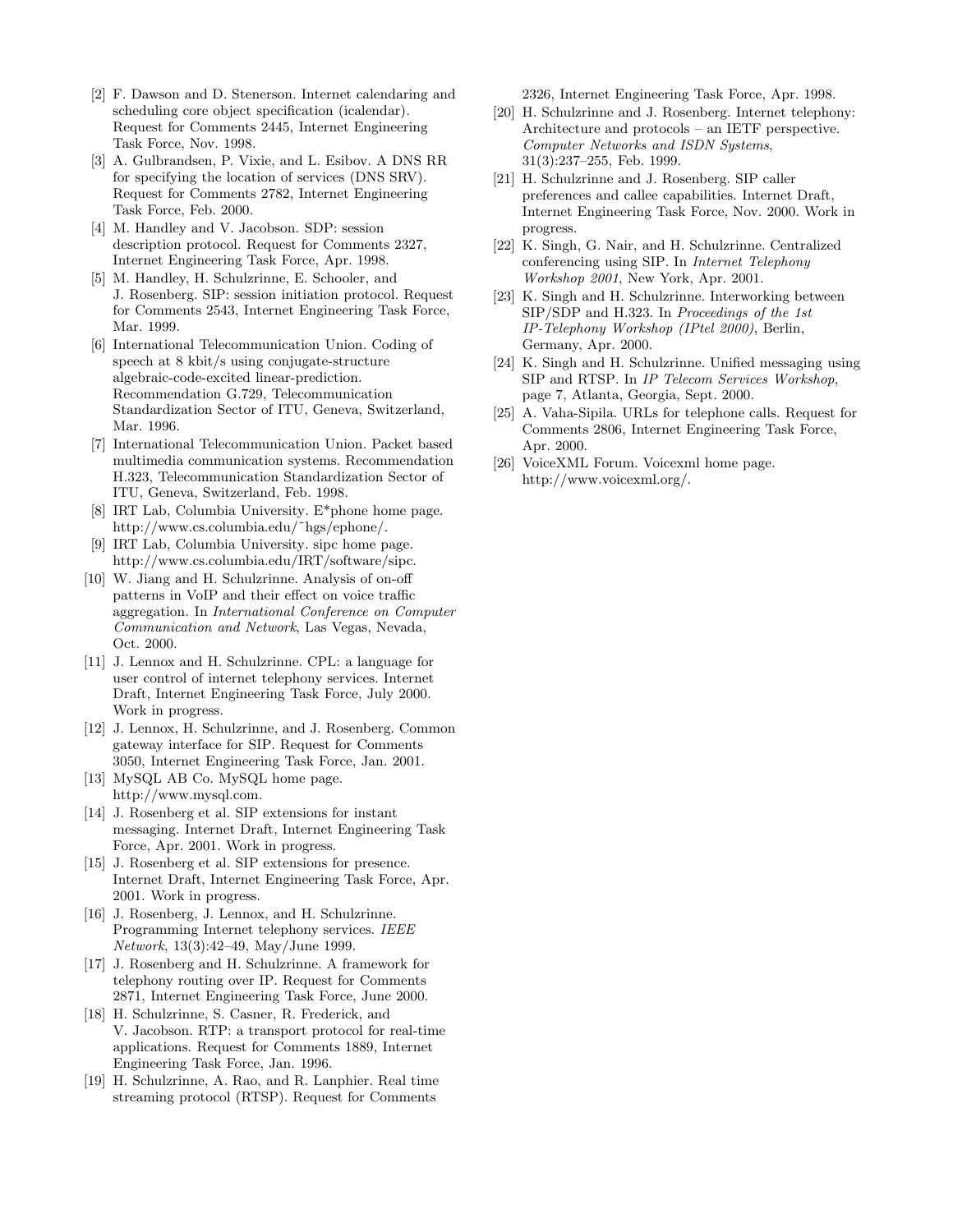[2] F. Dawson and D. Stenerson. Internet calendaring and scheduling core object specification (icalendar). Request for Comments 2445, Internet Engineering Task Force, Nov. 1998.

[3] A. Gulbrandsen, P. Vixie, and L. Esibov. A DNS RR for specifying the location of services (DNS SRV). Request for Comments 2782, Internet Engineering Task Force, Feb. 2000.

[4] M. Handley and V. Jacobson. SDP: session description protocol. Request for Comments 2327, Internet Engineering Task Force, Apr. 1998.

[5] M. Handley, H. Schulzrinne, E. Schooler, and J. Rosenberg. SIP: session initiation protocol. Request for Comments 2543, Internet Engineering Task Force, Mar. 1999.

[6] International Telecommunication Union. Coding of speech at 8 kbit/s using conjugate-structure algebraic-code-excited linear-prediction. Recommendation G.729, Telecommunication Standardization Sector of ITU, Geneva, Switzerland, Mar. 1996.

[7] International Telecommunication Union. Packet based multimedia communication systems. Recommendation H.323, Telecommunication Standardization Sector of ITU, Geneva, Switzerland, Feb. 1998.

[8] IRT Lab, Columbia University. E*phone home page. http://www.cs.columbia.edu/~hgs/ephone/.

[9] IRT Lab, Columbia University. sipc home page. http://www.cs.columbia.edu/IRT/software/sipc.

[10] W. Jiang and H. Schulzrinne. Analysis of on-off patterns in VoIP and their effect on voice traffic aggregation. In *International Conference on Computer Communication and Network*, Las Vegas, Nevada, Oct. 2000.

[11] J. Lennox and H. Schulzrinne. CPL: a language for user control of internet telephony services. Internet Draft, Internet Engineering Task Force, July 2000. Work in progress.

[12] J. Lennox, H. Schulzrinne, and J. Rosenberg. Common gateway interface for SIP. Request for Comments 3050, Internet Engineering Task Force, Jan. 2001.

[13] MySQL AB Co. MySQL home page. http://www.mysql.com.

[14] J. Rosenberg et al. SIP extensions for instant messaging. Internet Draft, Internet Engineering Task Force, Apr. 2001. Work in progress.

[15] J. Rosenberg et al. SIP extensions for presence. Internet Draft, Internet Engineering Task Force, Apr. 2001. Work in progress.

[16] J. Rosenberg, J. Lennox, and H. Schulzrinne. Programming Internet telephony services. *IEEE Network*, 13(3):42–49, May/June 1999.

[17] J. Rosenberg and H. Schulzrinne. A framework for telephony routing over IP. Request for Comments 2871, Internet Engineering Task Force, June 2000.

[18] H. Schulzrinne, S. Casner, R. Frederick, and V. Jacobson. RTP: a transport protocol for real-time applications. Request for Comments 1889, Internet Engineering Task Force, Jan. 1996.

[19] H. Schulzrinne, A. Rao, and R. Lanphier. Real time streaming protocol (RTSP). Request for Comments 2326, Internet Engineering Task Force, Apr. 1998.

[20] H. Schulzrinne and J. Rosenberg. Internet telephony: Architecture and protocols – an IETF perspective. *Computer Networks and ISDN Systems*, 31(3):237–255, Feb. 1999.

[21] H. Schulzrinne and J. Rosenberg. SIP caller preferences and callee capabilities. Internet Draft, Internet Engineering Task Force, Nov. 2000. Work in progress.

[22] K. Singh, G. Nair, and H. Schulzrinne. Centralized conferencing using SIP. In *Internet Telephony Workshop 2001*, New York, Apr. 2001.

[23] K. Singh and H. Schulzrinne. Interworking between SIP/SDP and H.323. In *Proceedings of the 1st IP-Telephony Workshop (IPtel 2000)*, Berlin, Germany, Apr. 2000.

[24] K. Singh and H. Schulzrinne. Unified messaging using SIP and RTSP. In *IP Telecom Services Workshop*, page 7, Atlanta, Georgia, Sept. 2000.

[25] A. Vaha-Sipila. URLs for telephone calls. Request for Comments 2806, Internet Engineering Task Force, Apr. 2000.

[26] VoiceXML Forum. Voicexml home page. http://www.voicexml.org/.